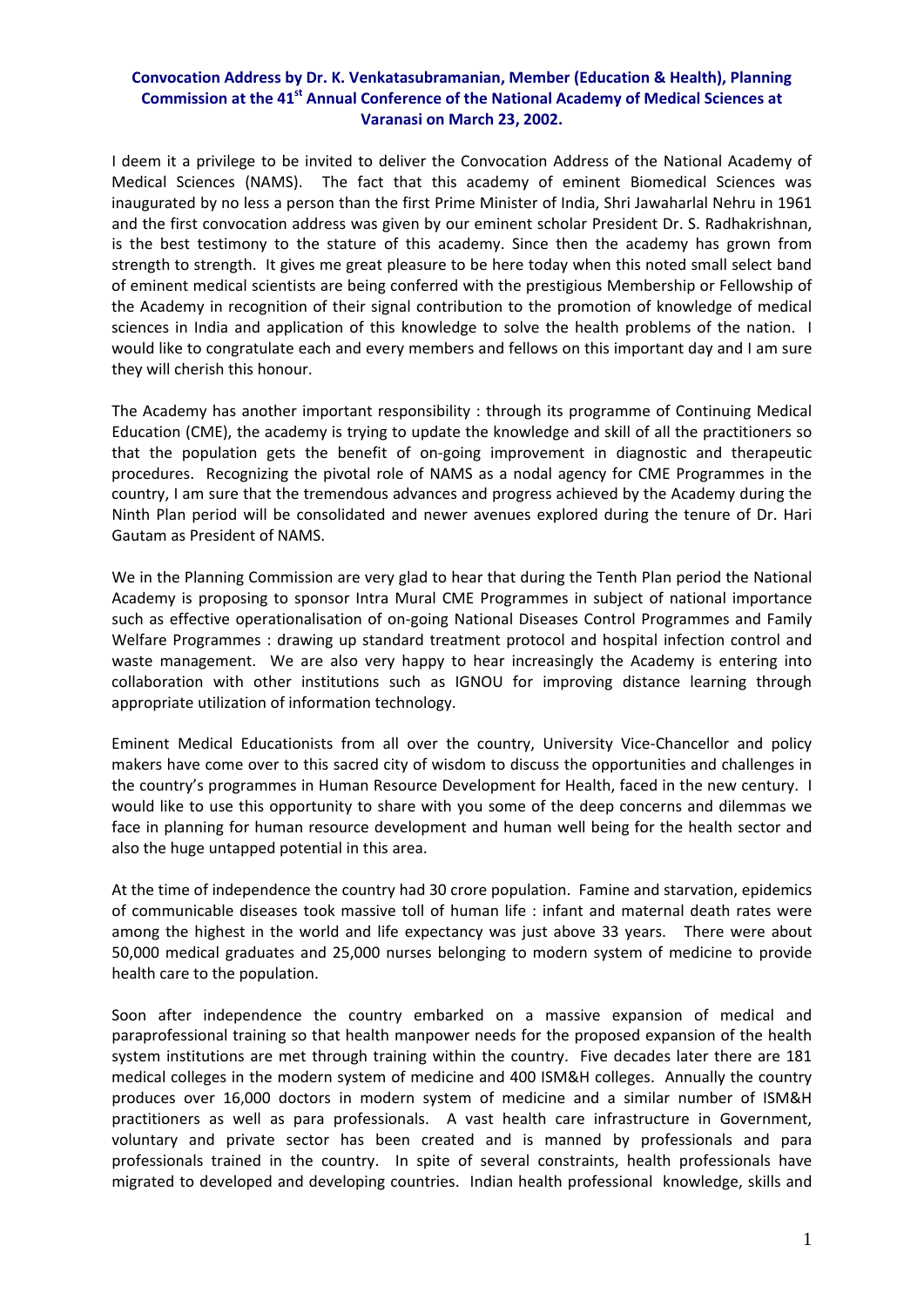**Convocation Address by Dr. K. Venkatasubramanian, Member (Education & Health), Planning Commission at the 41st Annual Conference of the National Academy of Medical Sciences at Varanasi on March 23, 2002.**

I deem it a privilege to be invited to deliver the Convocation Address of the National Academy of Medical Sciences (NAMS). The fact that this academy of eminent Biomedical Sciences was inaugurated by no less a person than the first Prime Minister of India, Shri Jawaharlal Nehru in 1961 and the first convocation address was given by our eminent scholar President Dr. S. Radhakrishnan, is the best testimony to the stature of this academy. Since then the academy has grown from strength to strength. It gives me great pleasure to be here today when this noted small select band of eminent medical scientists are being conferred with the prestigious Membership or Fellowship of the Academy in recognition of their signal contribution to the promotion of knowledge of medical sciences in India and application of this knowledge to solve the health problems of the nation. I would like to congratulate each and every members and fellows on this important day and I am sure they will cherish this honour.

The Academy has another important responsibility : through its programme of Continuing Medical Education (CME), the academy is trying to update the knowledge and skill of all the practitioners so that the population gets the benefit of on-going improvement in diagnostic and therapeutic procedures. Recognizing the pivotal role of NAMS as a nodal agency for CME Programmes in the country, I am sure that the tremendous advances and progress achieved by the Academy during the Ninth Plan period will be consolidated and newer avenues explored during the tenure of Dr. Hari Gautam as President of NAMS.

We in the Planning Commission are very glad to hear that during the Tenth Plan period the National Academy is proposing to sponsor Intra Mural CME Programmes in subject of national importance such as effective operationalisation of on-going National Diseases Control Programmes and Family Welfare Programmes : drawing up standard treatment protocol and hospital infection control and waste management. We are also very happy to hear increasingly the Academy is entering into collaboration with other institutions such as IGNOU for improving distance learning through appropriate utilization of information technology.

Eminent Medical Educationists from all over the country, University Vice-Chancellor and policy makers have come over to this sacred city of wisdom to discuss the opportunities and challenges in the country's programmes in Human Resource Development for Health, faced in the new century. I would like to use this opportunity to share with you some of the deep concerns and dilemmas we face in planning for human resource development and human well being for the health sector and also the huge untapped potential in this area.

At the time of independence the country had 30 crore population. Famine and starvation, epidemics of communicable diseases took massive toll of human life : infant and maternal death rates were among the highest in the world and life expectancy was just above 33 years. There were about 50,000 medical graduates and 25,000 nurses belonging to modern system of medicine to provide health care to the population.

Soon after independence the country embarked on a massive expansion of medical and paraprofessional training so that health manpower needs for the proposed expansion of the health system institutions are met through training within the country. Five decades later there are 181 medical colleges in the modern system of medicine and 400 ISM&H colleges. Annually the country produces over 16,000 doctors in modern system of medicine and a similar number of ISM&H practitioners as well as para professionals. A vast health care infrastructure in Government, voluntary and private sector has been created and is manned by professionals and para professionals trained in the country. In spite of several constraints, health professionals have migrated to developed and developing countries. Indian health professional knowledge, skills and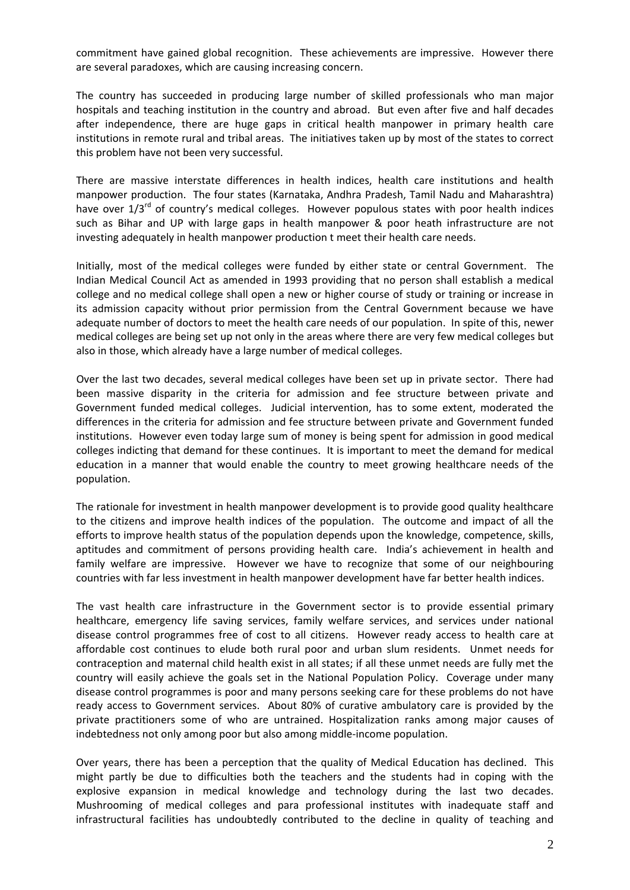commitment have gained global recognition. These achievements are impressive. However there are several paradoxes, which are causing increasing concern.

The country has succeeded in producing large number of skilled professionals who man major hospitals and teaching institution in the country and abroad. But even after five and half decades after independence, there are huge gaps in critical health manpower in primary health care institutions in remote rural and tribal areas. The initiatives taken up by most of the states to correct this problem have not been very successful.

There are massive interstate differences in health indices, health care institutions and health manpower production. The four states (Karnataka, Andhra Pradesh, Tamil Nadu and Maharashtra) have over 1/3rd of country's medical colleges. However populous states with poor health indices such as Bihar and UP with large gaps in health manpower & poor heath infrastructure are not investing adequately in health manpower production t meet their health care needs.

Initially, most of the medical colleges were funded by either state or central Government. The Indian Medical Council Act as amended in 1993 providing that no person shall establish a medical college and no medical college shall open a new or higher course of study or training or increase in its admission capacity without prior permission from the Central Government because we have adequate number of doctors to meet the health care needs of our population. In spite of this, newer medical colleges are being set up not only in the areas where there are very few medical colleges but also in those, which already have a large number of medical colleges.

Over the last two decades, several medical colleges have been set up in private sector. There had been massive disparity in the criteria for admission and fee structure between private and Government funded medical colleges. Judicial intervention, has to some extent, moderated the differences in the criteria for admission and fee structure between private and Government funded institutions. However even today large sum of money is being spent for admission in good medical colleges indicting that demand for these continues. It is important to meet the demand for medical education in a manner that would enable the country to meet growing healthcare needs of the population.

The rationale for investment in health manpower development is to provide good quality healthcare to the citizens and improve health indices of the population. The outcome and impact of all the efforts to improve health status of the population depends upon the knowledge, competence, skills, aptitudes and commitment of persons providing health care. India's achievement in health and family welfare are impressive. However we have to recognize that some of our neighbouring countries with far less investment in health manpower development have far better health indices.

The vast health care infrastructure in the Government sector is to provide essential primary healthcare, emergency life saving services, family welfare services, and services under national disease control programmes free of cost to all citizens. However ready access to health care at affordable cost continues to elude both rural poor and urban slum residents. Unmet needs for contraception and maternal child health exist in all states; if all these unmet needs are fully met the country will easily achieve the goals set in the National Population Policy. Coverage under many disease control programmes is poor and many persons seeking care for these problems do not have ready access to Government services. About 80% of curative ambulatory care is provided by the private practitioners some of who are untrained. Hospitalization ranks among major causes of indebtedness not only among poor but also among middle-income population.

Over years, there has been a perception that the quality of Medical Education has declined. This might partly be due to difficulties both the teachers and the students had in coping with the explosive expansion in medical knowledge and technology during the last two decades. Mushrooming of medical colleges and para professional institutes with inadequate staff and infrastructural facilities has undoubtedly contributed to the decline in quality of teaching and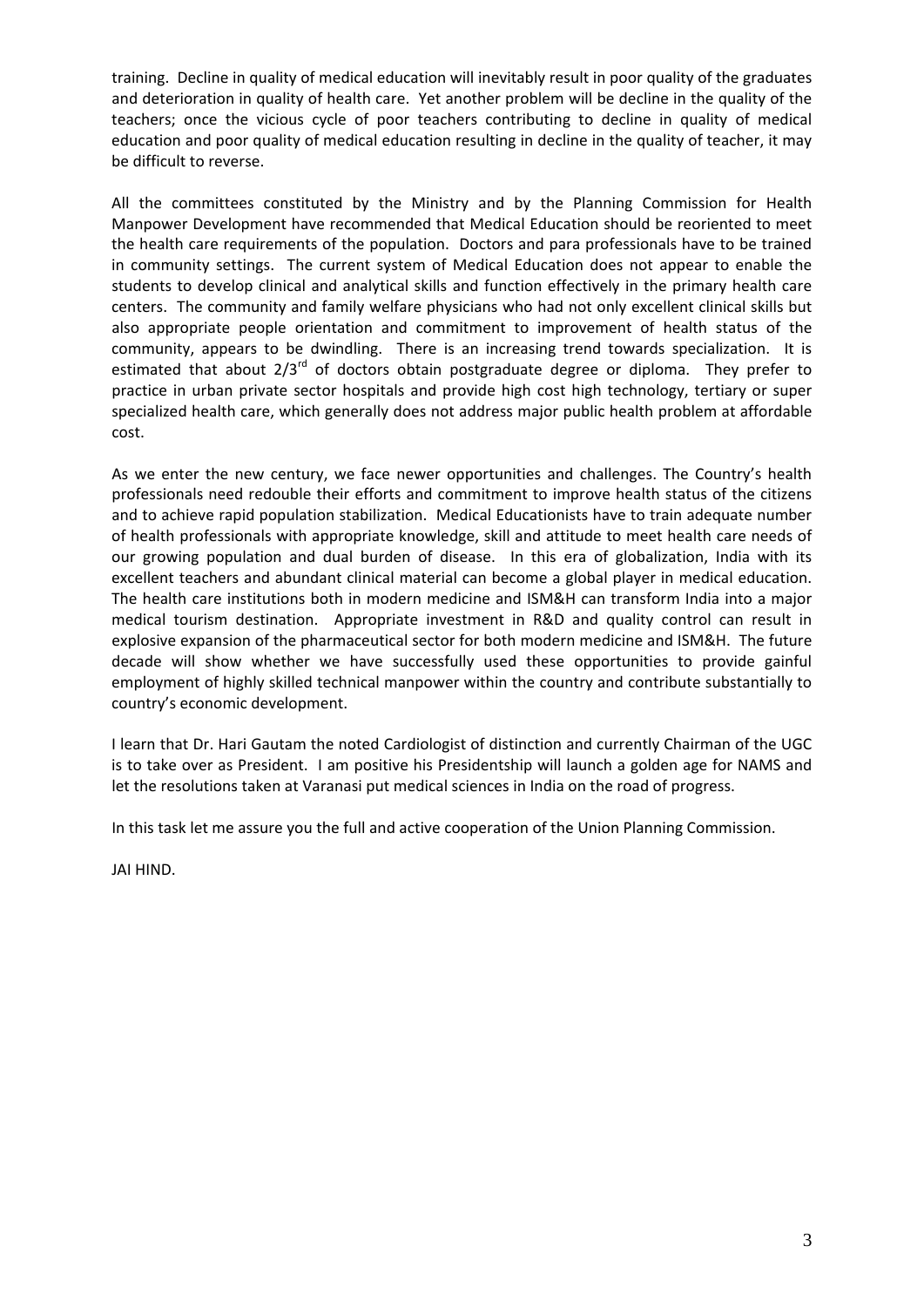training. Decline in quality of medical education will inevitably result in poor quality of the graduates and deterioration in quality of health care. Yet another problem will be decline in the quality of the teachers; once the vicious cycle of poor teachers contributing to decline in quality of medical education and poor quality of medical education resulting in decline in the quality of teacher, it may be difficult to reverse.

All the committees constituted by the Ministry and by the Planning Commission for Health Manpower Development have recommended that Medical Education should be reoriented to meet the health care requirements of the population. Doctors and para professionals have to be trained in community settings. The current system of Medical Education does not appear to enable the students to develop clinical and analytical skills and function effectively in the primary health care centers. The community and family welfare physicians who had not only excellent clinical skills but also appropriate people orientation and commitment to improvement of health status of the community, appears to be dwindling. There is an increasing trend towards specialization. It is estimated that about 2/3rd of doctors obtain postgraduate degree or diploma. They prefer to practice in urban private sector hospitals and provide high cost high technology, tertiary or super specialized health care, which generally does not address major public health problem at affordable cost.

As we enter the new century, we face newer opportunities and challenges. The Country's health professionals need redouble their efforts and commitment to improve health status of the citizens and to achieve rapid population stabilization. Medical Educationists have to train adequate number of health professionals with appropriate knowledge, skill and attitude to meet health care needs of our growing population and dual burden of disease. In this era of globalization, India with its excellent teachers and abundant clinical material can become a global player in medical education. The health care institutions both in modern medicine and ISM&H can transform India into a major medical tourism destination. Appropriate investment in R&D and quality control can result in explosive expansion of the pharmaceutical sector for both modern medicine and ISM&H. The future decade will show whether we have successfully used these opportunities to provide gainful employment of highly skilled technical manpower within the country and contribute substantially to country's economic development.

I learn that Dr. Hari Gautam the noted Cardiologist of distinction and currently Chairman of the UGC is to take over as President. I am positive his Presidentship will launch a golden age for NAMS and let the resolutions taken at Varanasi put medical sciences in India on the road of progress.

In this task let me assure you the full and active cooperation of the Union Planning Commission.

JAI HIND.